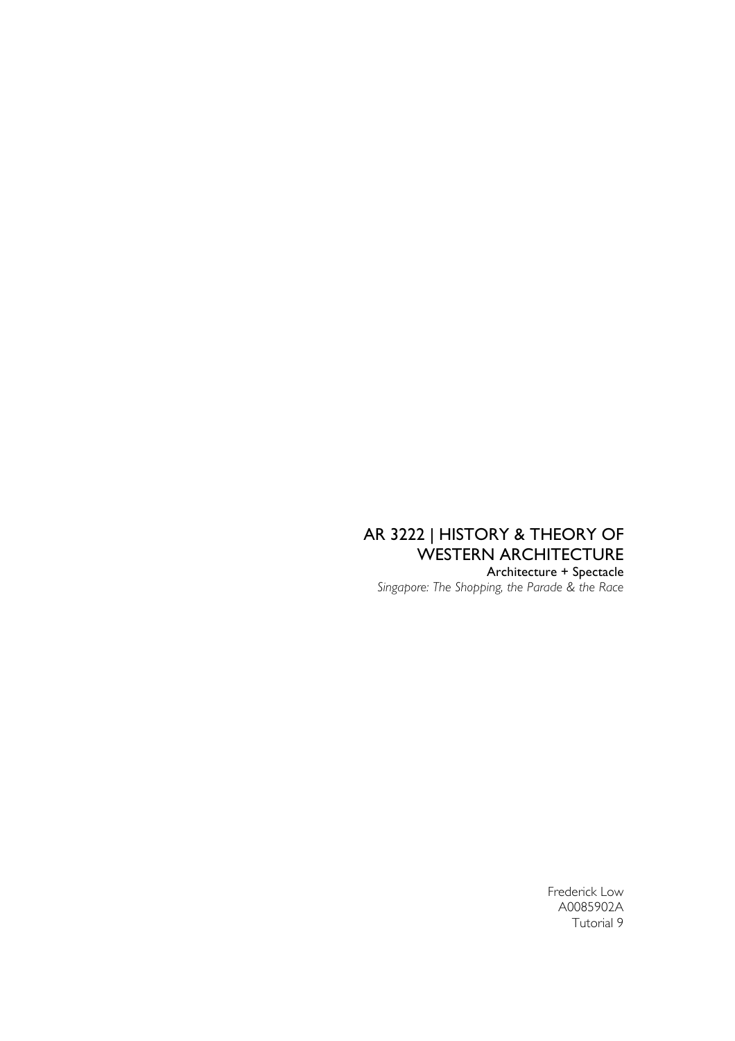# AR 3222 | HISTORY & THEORY OF WESTERN ARCHITECTURE

**Architecture + Spectacle**

*Singapore: The Shopping, the Parade & the Race*

Frederick Low
A0085902A
Tutorial 9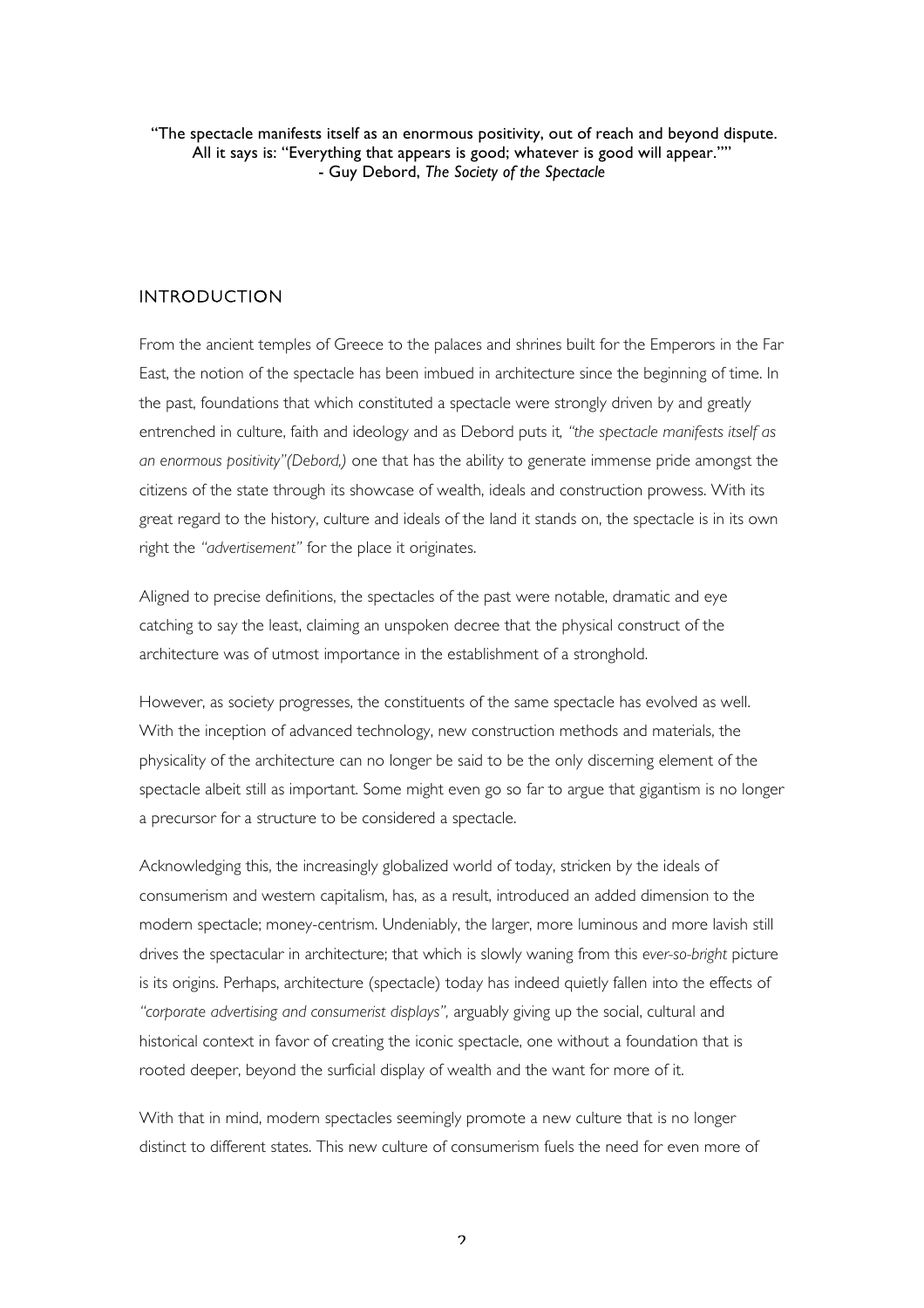"The spectacle manifests itself as an enormous positivity, out of reach and beyond dispute. All it says is: "Everything that appears is good; whatever is good will appear."" - Guy Debord, *The Society of the Spectacle*

## INTRODUCTION

From the ancient temples of Greece to the palaces and shrines built for the Emperors in the Far East, the notion of the spectacle has been imbued in architecture since the beginning of time. In the past, foundations that which constituted a spectacle were strongly driven by and greatly entrenched in culture, faith and ideology and as Debord puts it, *"the spectacle manifests itself as an enormous positivity"(Debord,)* one that has the ability to generate immense pride amongst the citizens of the state through its showcase of wealth, ideals and construction prowess. With its great regard to the history, culture and ideals of the land it stands on, the spectacle is in its own right the *"advertisement"* for the place it originates.

Aligned to precise definitions, the spectacles of the past were notable, dramatic and eye catching to say the least, claiming an unspoken decree that the physical construct of the architecture was of utmost importance in the establishment of a stronghold.

However, as society progresses, the constituents of the same spectacle has evolved as well. With the inception of advanced technology, new construction methods and materials, the physicality of the architecture can no longer be said to be the only discerning element of the spectacle albeit still as important. Some might even go so far to argue that gigantism is no longer a precursor for a structure to be considered a spectacle.

Acknowledging this, the increasingly globalized world of today, stricken by the ideals of consumerism and western capitalism, has, as a result, introduced an added dimension to the modern spectacle; money-centrism. Undeniably, the larger, more luminous and more lavish still drives the spectacular in architecture; that which is slowly waning from this *ever-so-bright* picture is its origins. Perhaps, architecture (spectacle) today has indeed quietly fallen into the effects of *"corporate advertising and consumerist displays",* arguably giving up the social, cultural and historical context in favor of creating the iconic spectacle, one without a foundation that is rooted deeper, beyond the surficial display of wealth and the want for more of it.

With that in mind, modern spectacles seemingly promote a new culture that is no longer distinct to different states. This new culture of consumerism fuels the need for even more of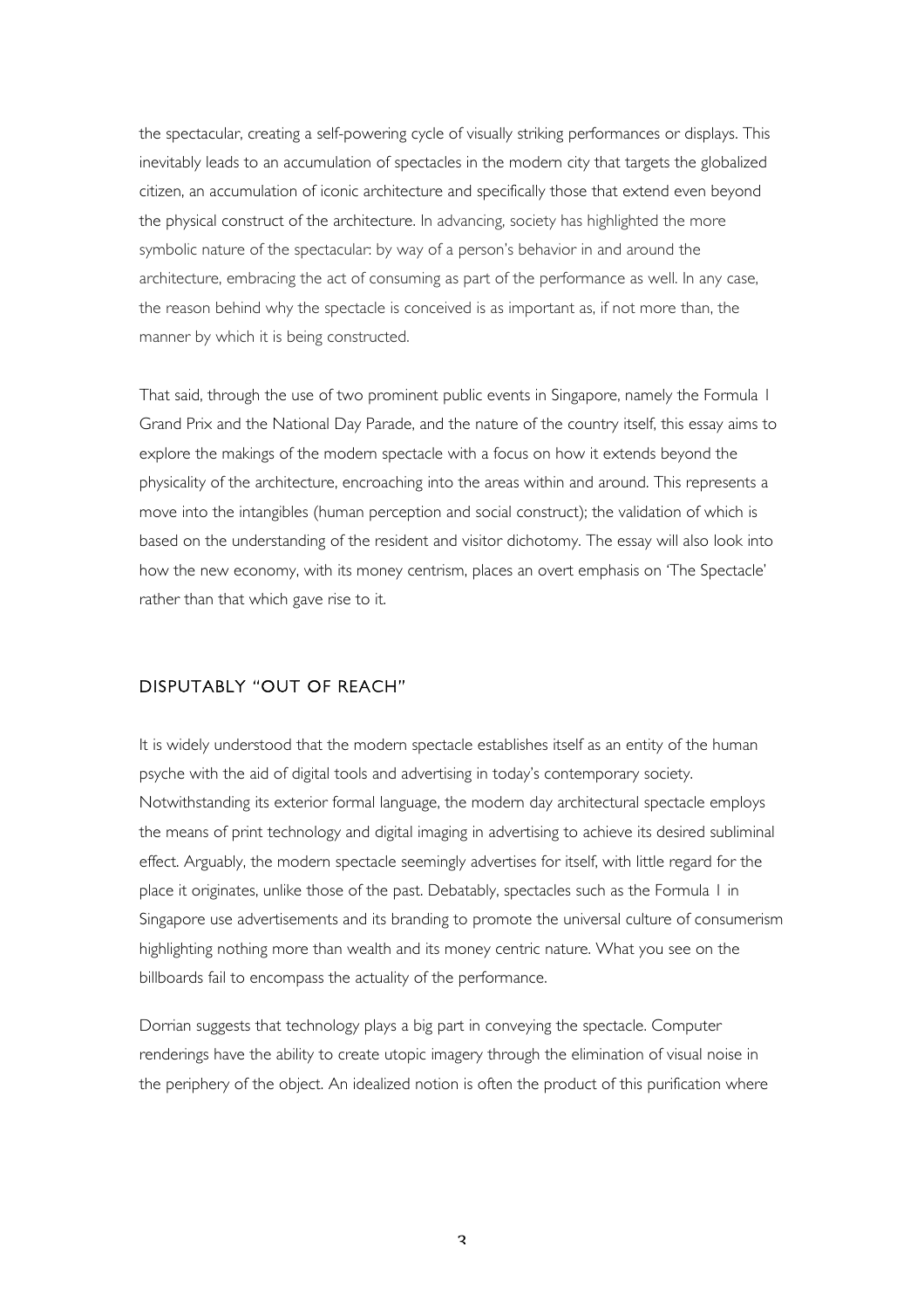the spectacular, creating a self-powering cycle of visually striking performances or displays. This inevitably leads to an accumulation of spectacles in the modern city that targets the globalized citizen, an accumulation of iconic architecture and specifically those that extend even beyond the physical construct of the architecture. In advancing, society has highlighted the more symbolic nature of the spectacular: by way of a person's behavior in and around the architecture, embracing the act of consuming as part of the performance as well. In any case, the reason behind why the spectacle is conceived is as important as, if not more than, the manner by which it is being constructed.

That said, through the use of two prominent public events in Singapore, namely the Formula 1 Grand Prix and the National Day Parade, and the nature of the country itself, this essay aims to explore the makings of the modern spectacle with a focus on how it extends beyond the physicality of the architecture, encroaching into the areas within and around. This represents a move into the intangibles (human perception and social construct); the validation of which is based on the understanding of the resident and visitor dichotomy. The essay will also look into how the new economy, with its money centrism, places an overt emphasis on 'The Spectacle' rather than that which gave rise to it.

## DISPUTABLY "OUT OF REACH"

It is widely understood that the modern spectacle establishes itself as an entity of the human psyche with the aid of digital tools and advertising in today's contemporary society. Notwithstanding its exterior formal language, the modern day architectural spectacle employs the means of print technology and digital imaging in advertising to achieve its desired subliminal effect. Arguably, the modern spectacle seemingly advertises for itself, with little regard for the place it originates, unlike those of the past. Debatably, spectacles such as the Formula 1 in Singapore use advertisements and its branding to promote the universal culture of consumerism highlighting nothing more than wealth and its money centric nature. What you see on the billboards fail to encompass the actuality of the performance.

Dorrian suggests that technology plays a big part in conveying the spectacle. Computer renderings have the ability to create utopic imagery through the elimination of visual noise in the periphery of the object. An idealized notion is often the product of this purification where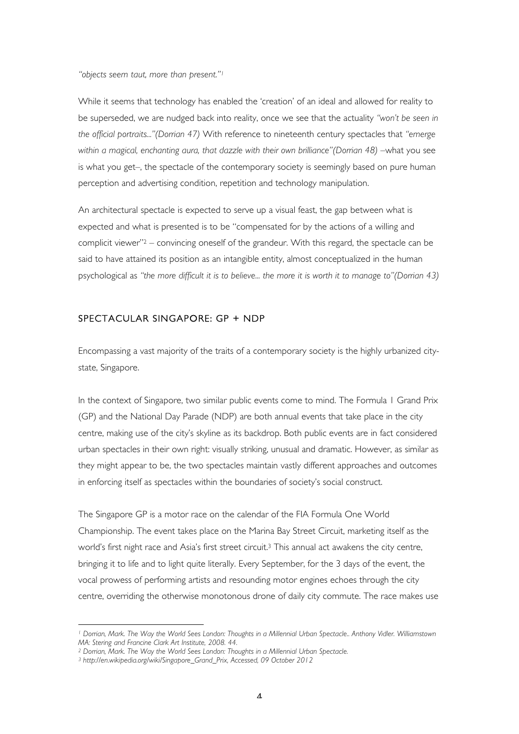*"objects seem taut, more than present."*[1]

While it seems that technology has enabled the 'creation' of an ideal and allowed for reality to be superseded, we are nudged back into reality, once we see that the actuality *"won't be seen in the official portraits..."(Dorrian 47)* With reference to nineteenth century spectacles that *"emerge within a magical, enchanting aura, that dazzle with their own brilliance"(Dorrian 48)* –what you see is what you get–, the spectacle of the contemporary society is seemingly based on pure human perception and advertising condition, repetition and technology manipulation.

An architectural spectacle is expected to serve up a visual feast, the gap between what is expected and what is presented is to be "compensated for by the actions of a willing and complicit viewer"[2] – convincing oneself of the grandeur. With this regard, the spectacle can be said to have attained its position as an intangible entity, almost conceptualized in the human psychological as *"the more difficult it is to believe... the more it is worth it to manage to"(Dorrian 43)*

## SPECTACULAR SINGAPORE: GP + NDP

Encompassing a vast majority of the traits of a contemporary society is the highly urbanized city-state, Singapore.

In the context of Singapore, two similar public events come to mind. The Formula 1 Grand Prix (GP) and the National Day Parade (NDP) are both annual events that take place in the city centre, making use of the city's skyline as its backdrop. Both public events are in fact considered urban spectacles in their own right: visually striking, unusual and dramatic. However, as similar as they might appear to be, the two spectacles maintain vastly different approaches and outcomes in enforcing itself as spectacles within the boundaries of society's social construct.

The Singapore GP is a motor race on the calendar of the FIA Formula One World Championship. The event takes place on the Marina Bay Street Circuit, marketing itself as the world's first night race and Asia's first street circuit.[3] This annual act awakens the city centre, bringing it to life and to light quite literally. Every September, for the 3 days of the event, the vocal prowess of performing artists and resounding motor engines echoes through the city centre, overriding the otherwise monotonous drone of daily city commute. The race makes use

---

[1] *Dorrian, Mark. The Way the World Sees London: Thoughts in a Millennial Urban Spectacle.. Anthony Vidler. Williamstown MA: Stering and Francine Clark Art Institute, 2008. 44.*

[2] *Dorrian, Mark. The Way the World Sees London: Thoughts in a Millennial Urban Spectacle.*

[3] *http://en.wikipedia.org/wiki/Singapore_Grand_Prix, Accessed, 09 October 2012*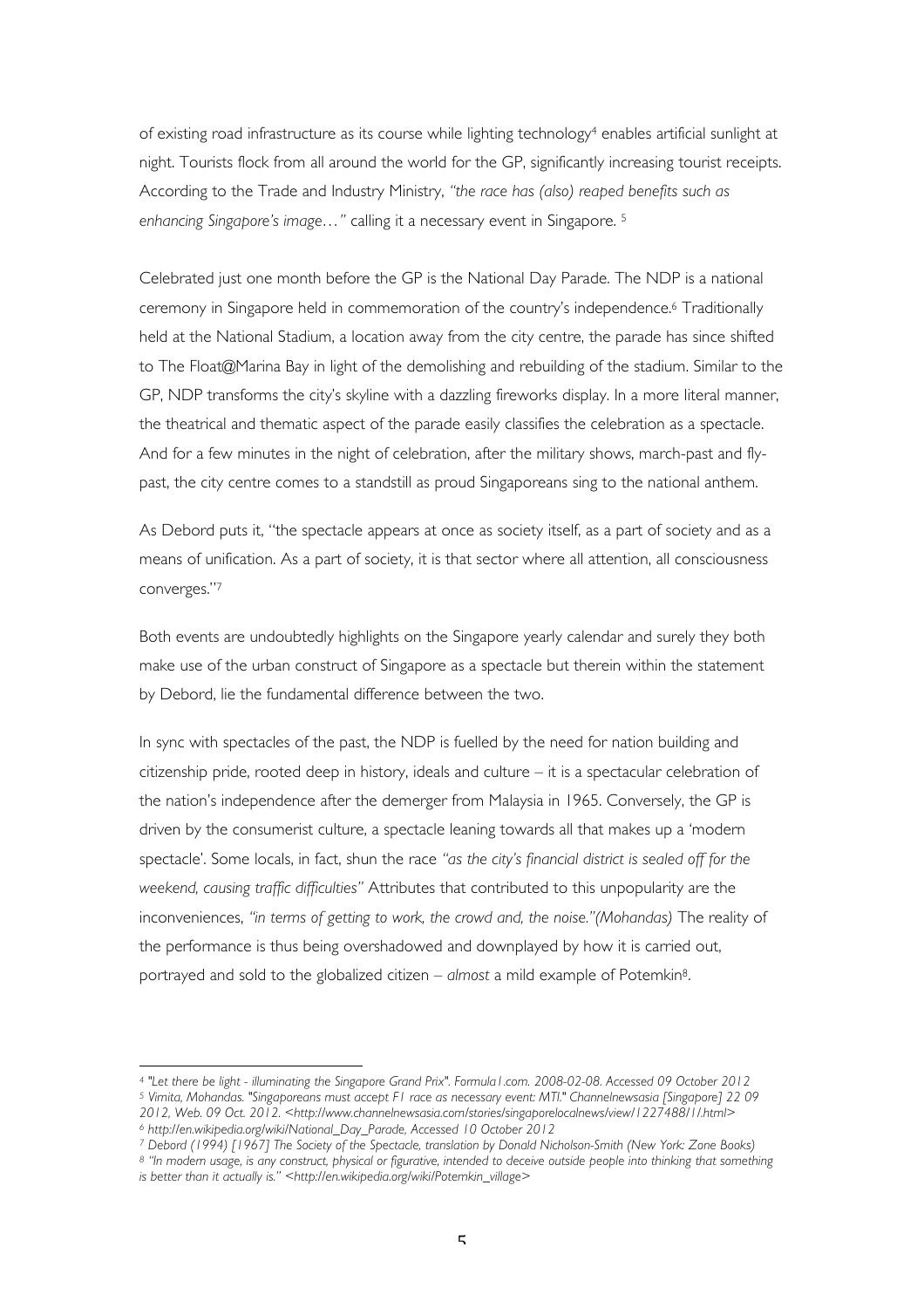of existing road infrastructure as its course while lighting technology[4] enables artificial sunlight at night. Tourists flock from all around the world for the GP, significantly increasing tourist receipts. According to the Trade and Industry Ministry, *"the race has (also) reaped benefits such as enhancing Singapore's image…"* calling it a necessary event in Singapore. [5]

Celebrated just one month before the GP is the National Day Parade. The NDP is a national ceremony in Singapore held in commemoration of the country's independence.[6] Traditionally held at the National Stadium, a location away from the city centre, the parade has since shifted to The Float@Marina Bay in light of the demolishing and rebuilding of the stadium. Similar to the GP, NDP transforms the city's skyline with a dazzling fireworks display. In a more literal manner, the theatrical and thematic aspect of the parade easily classifies the celebration as a spectacle. And for a few minutes in the night of celebration, after the military shows, march-past and fly-past, the city centre comes to a standstill as proud Singaporeans sing to the national anthem.

As Debord puts it, "the spectacle appears at once as society itself, as a part of society and as a means of unification. As a part of society, it is that sector where all attention, all consciousness converges."[7]

Both events are undoubtedly highlights on the Singapore yearly calendar and surely they both make use of the urban construct of Singapore as a spectacle but therein within the statement by Debord, lie the fundamental difference between the two.

In sync with spectacles of the past, the NDP is fuelled by the need for nation building and citizenship pride, rooted deep in history, ideals and culture – it is a spectacular celebration of the nation's independence after the demerger from Malaysia in 1965. Conversely, the GP is driven by the consumerist culture, a spectacle leaning towards all that makes up a 'modern spectacle'. Some locals, in fact, shun the race *"as the city's financial district is sealed off for the weekend, causing traffic difficulties"* Attributes that contributed to this unpopularity are the inconveniences, *"in terms of getting to work, the crowd and, the noise."(Mohandas)* The reality of the performance is thus being overshadowed and downplayed by how it is carried out, portrayed and sold to the globalized citizen – *almost* a mild example of Potemkin[8].

---

[4] *"Let there be light - illuminating the Singapore Grand Prix". Formula1.com. 2008-02-08. Accessed 09 October 2012*

[5] *Vimita, Mohandas. "Singaporeans must accept F1 race as necessary event: MTI." Channelnewsasia [Singapore] 22 09 2012, Web. 09 Oct. 2012. <http://www.channelnewsasia.com/stories/singaporelocalnews/view/1227488/1/.html>*

[6] *http://en.wikipedia.org/wiki/National_Day_Parade, Accessed 10 October 2012*

[7] *Debord (1994) [1967] The Society of the Spectacle, translation by Donald Nicholson-Smith (New York: Zone Books)*

[8] *"In modern usage, is any construct, physical or figurative, intended to deceive outside people into thinking that something is better than it actually is." <http://en.wikipedia.org/wiki/Potemkin_village>*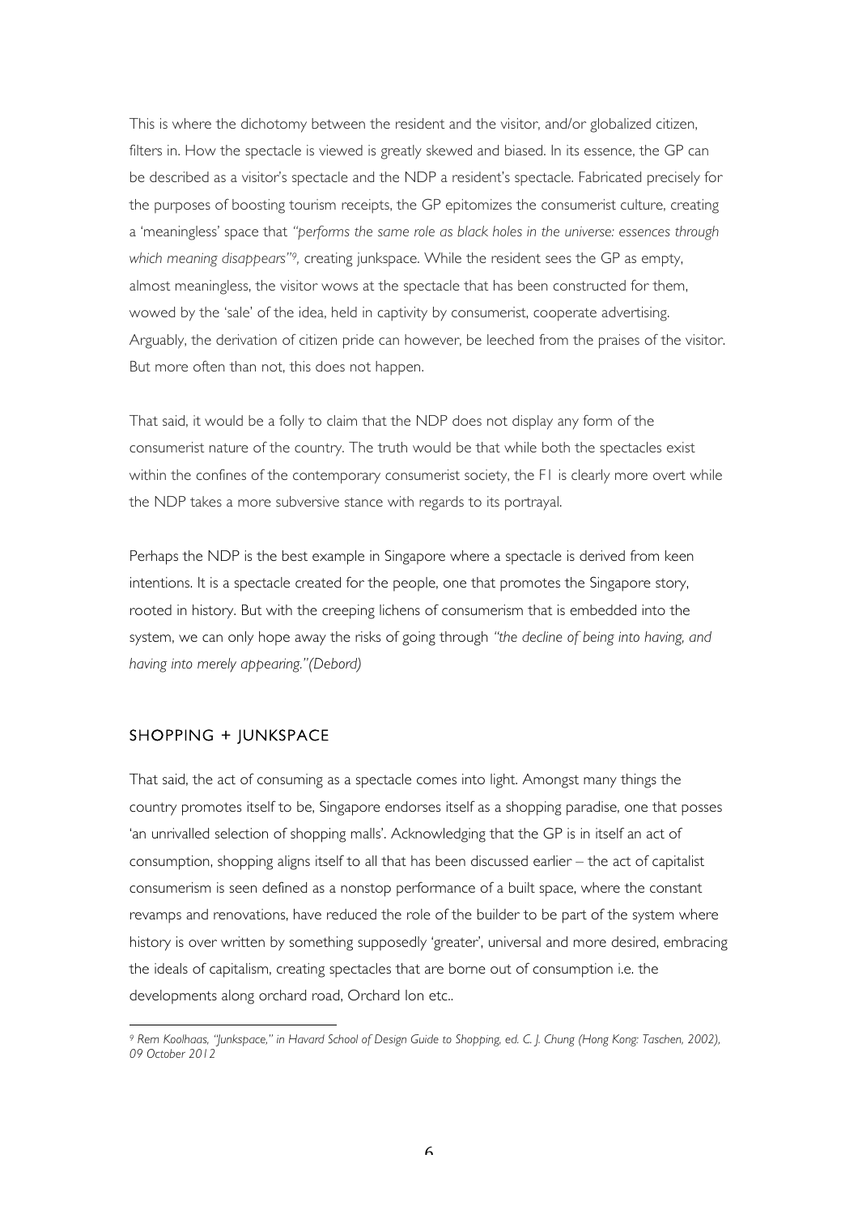This is where the dichotomy between the resident and the visitor, and/or globalized citizen, filters in. How the spectacle is viewed is greatly skewed and biased. In its essence, the GP can be described as a visitor's spectacle and the NDP a resident's spectacle. Fabricated precisely for the purposes of boosting tourism receipts, the GP epitomizes the consumerist culture, creating a 'meaningless' space that *"performs the same role as black holes in the universe: essences through which meaning disappears"*[9], creating junkspace. While the resident sees the GP as empty, almost meaningless, the visitor wows at the spectacle that has been constructed for them, wowed by the 'sale' of the idea, held in captivity by consumerist, cooperate advertising. Arguably, the derivation of citizen pride can however, be leeched from the praises of the visitor. But more often than not, this does not happen.

That said, it would be a folly to claim that the NDP does not display any form of the consumerist nature of the country. The truth would be that while both the spectacles exist within the confines of the contemporary consumerist society, the F1 is clearly more overt while the NDP takes a more subversive stance with regards to its portrayal.

Perhaps the NDP is the best example in Singapore where a spectacle is derived from keen intentions. It is a spectacle created for the people, one that promotes the Singapore story, rooted in history. But with the creeping lichens of consumerism that is embedded into the system, we can only hope away the risks of going through *"the decline of being into having, and having into merely appearing."(Debord)*

## SHOPPING + JUNKSPACE

That said, the act of consuming as a spectacle comes into light. Amongst many things the country promotes itself to be, Singapore endorses itself as a shopping paradise, one that posses 'an unrivalled selection of shopping malls'. Acknowledging that the GP is in itself an act of consumption, shopping aligns itself to all that has been discussed earlier – the act of capitalist consumerism is seen defined as a nonstop performance of a built space, where the constant revamps and renovations, have reduced the role of the builder to be part of the system where history is over written by something supposedly 'greater', universal and more desired, embracing the ideals of capitalism, creating spectacles that are borne out of consumption i.e. the developments along orchard road, Orchard Ion etc..

---

*[9] Rem Koolhaas, "Junkspace," in Havard School of Design Guide to Shopping, ed. C. J. Chung (Hong Kong: Taschen, 2002), 09 October 2012*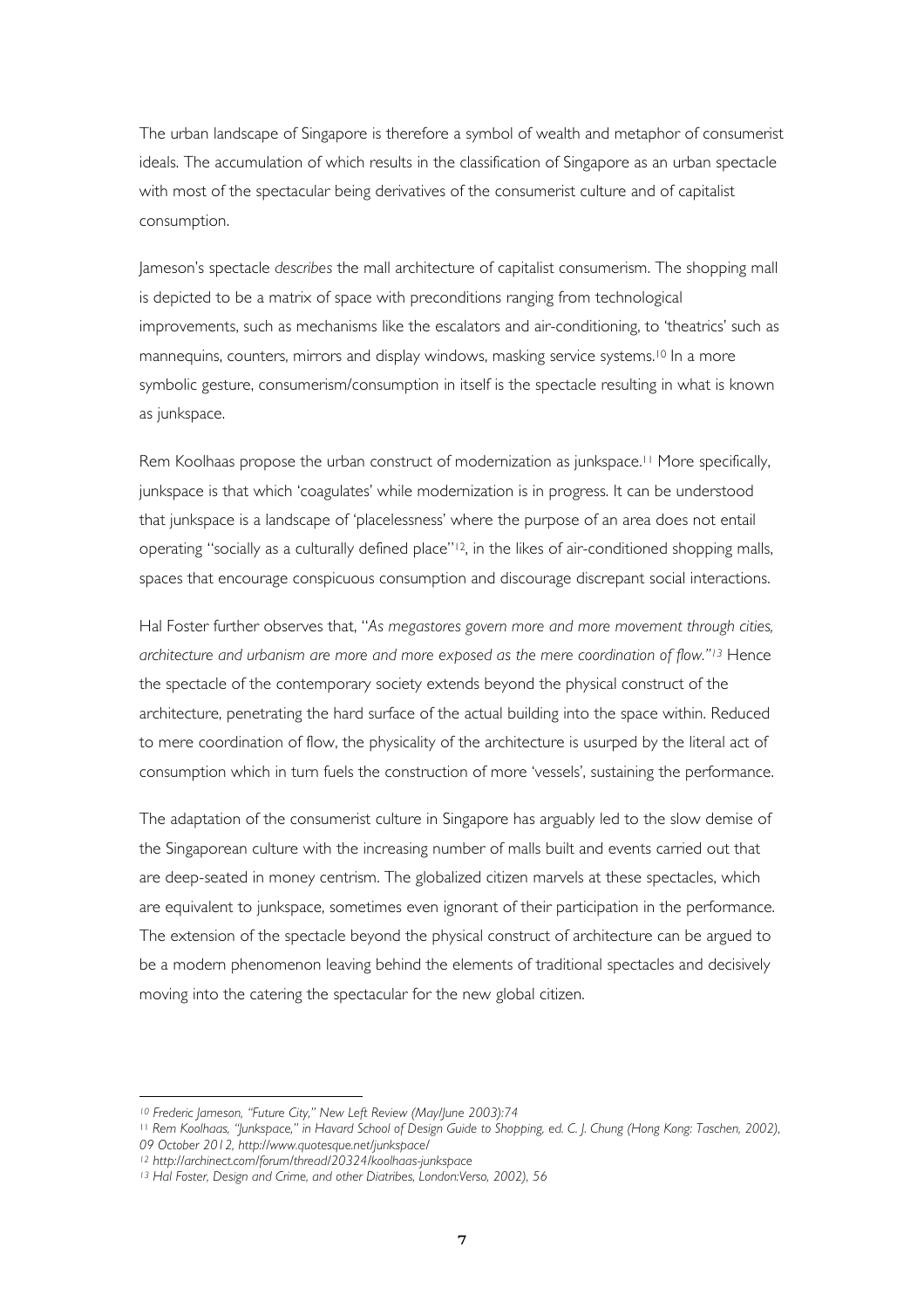The urban landscape of Singapore is therefore a symbol of wealth and metaphor of consumerist ideals. The accumulation of which results in the classification of Singapore as an urban spectacle with most of the spectacular being derivatives of the consumerist culture and of capitalist consumption.

Jameson's spectacle *describes* the mall architecture of capitalist consumerism. The shopping mall is depicted to be a matrix of space with preconditions ranging from technological improvements, such as mechanisms like the escalators and air-conditioning, to 'theatrics' such as mannequins, counters, mirrors and display windows, masking service systems.[10] In a more symbolic gesture, consumerism/consumption in itself is the spectacle resulting in what is known as junkspace.

Rem Koolhaas propose the urban construct of modernization as junkspace.[11] More specifically, junkspace is that which 'coagulates' while modernization is in progress. It can be understood that junkspace is a landscape of 'placelessness' where the purpose of an area does not entail operating "socially as a culturally defined place"[12], in the likes of air-conditioned shopping malls, spaces that encourage conspicuous consumption and discourage discrepant social interactions.

Hal Foster further observes that, "*As megastores govern more and more movement through cities, architecture and urbanism are more and more exposed as the mere coordination of flow.*"[13] Hence the spectacle of the contemporary society extends beyond the physical construct of the architecture, penetrating the hard surface of the actual building into the space within. Reduced to mere coordination of flow, the physicality of the architecture is usurped by the literal act of consumption which in turn fuels the construction of more 'vessels', sustaining the performance.

The adaptation of the consumerist culture in Singapore has arguably led to the slow demise of the Singaporean culture with the increasing number of malls built and events carried out that are deep-seated in money centrism. The globalized citizen marvels at these spectacles, which are equivalent to junkspace, sometimes even ignorant of their participation in the performance. The extension of the spectacle beyond the physical construct of architecture can be argued to be a modern phenomenon leaving behind the elements of traditional spectacles and decisively moving into the catering the spectacular for the new global citizen.

---

[10] *Frederic Jameson, "Future City," New Left Review (May/June 2003):74*

[11] *Rem Koolhaas, "Junkspace," in Havard School of Design Guide to Shopping, ed. C. J. Chung (Hong Kong: Taschen, 2002), 09 October 2012, http://www.quotesque.net/junkspace/*

[12] *http://archinect.com/forum/thread/20324/koolhaas-junkspace*

[13] *Hal Foster, Design and Crime, and other Diatribes, London:Verso, 2002), 56*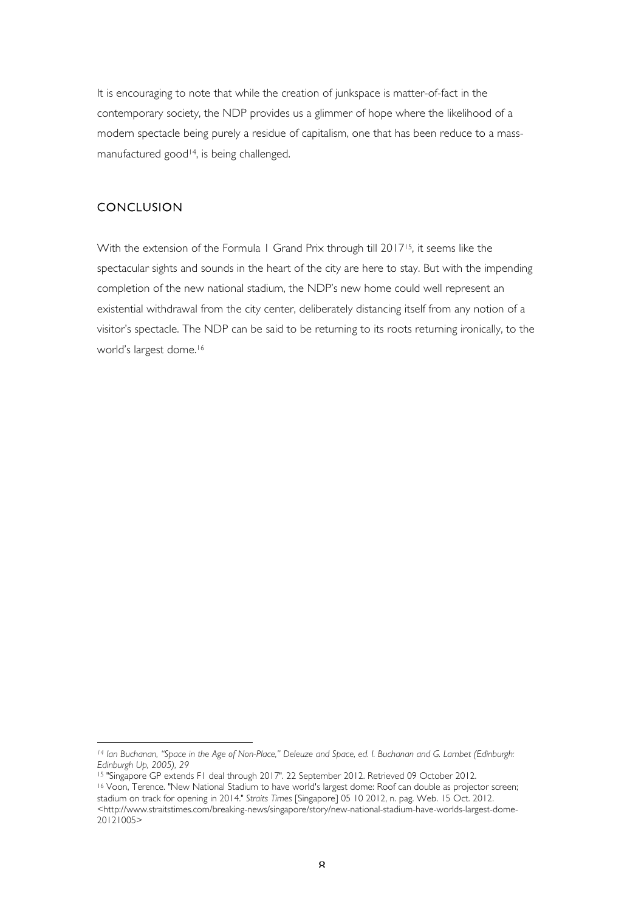It is encouraging to note that while the creation of junkspace is matter-of-fact in the contemporary society, the NDP provides us a glimmer of hope where the likelihood of a modern spectacle being purely a residue of capitalism, one that has been reduce to a mass-manufactured good[14], is being challenged.

## CONCLUSION

With the extension of the Formula 1 Grand Prix through till 2017[15], it seems like the spectacular sights and sounds in the heart of the city are here to stay. But with the impending completion of the new national stadium, the NDP's new home could well represent an existential withdrawal from the city center, deliberately distancing itself from any notion of a visitor's spectacle. The NDP can be said to be returning to its roots returning ironically, to the world's largest dome.[16]

---

[14] *Ian Buchanan, "Space in the Age of Non-Place," Deleuze and Space, ed. I. Buchanan and G. Lambet (Edinburgh: Edinburgh Up, 2005), 29*

[15] "Singapore GP extends F1 deal through 2017". 22 September 2012. Retrieved 09 October 2012.

[16] Voon, Terence. "New National Stadium to have world's largest dome: Roof can double as projector screen; stadium on track for opening in 2014." *Straits Times* [Singapore] 05 10 2012, n. pag. Web. 15 Oct. 2012. <http://www.straitstimes.com/breaking-news/singapore/story/new-national-stadium-have-worlds-largest-dome-20121005>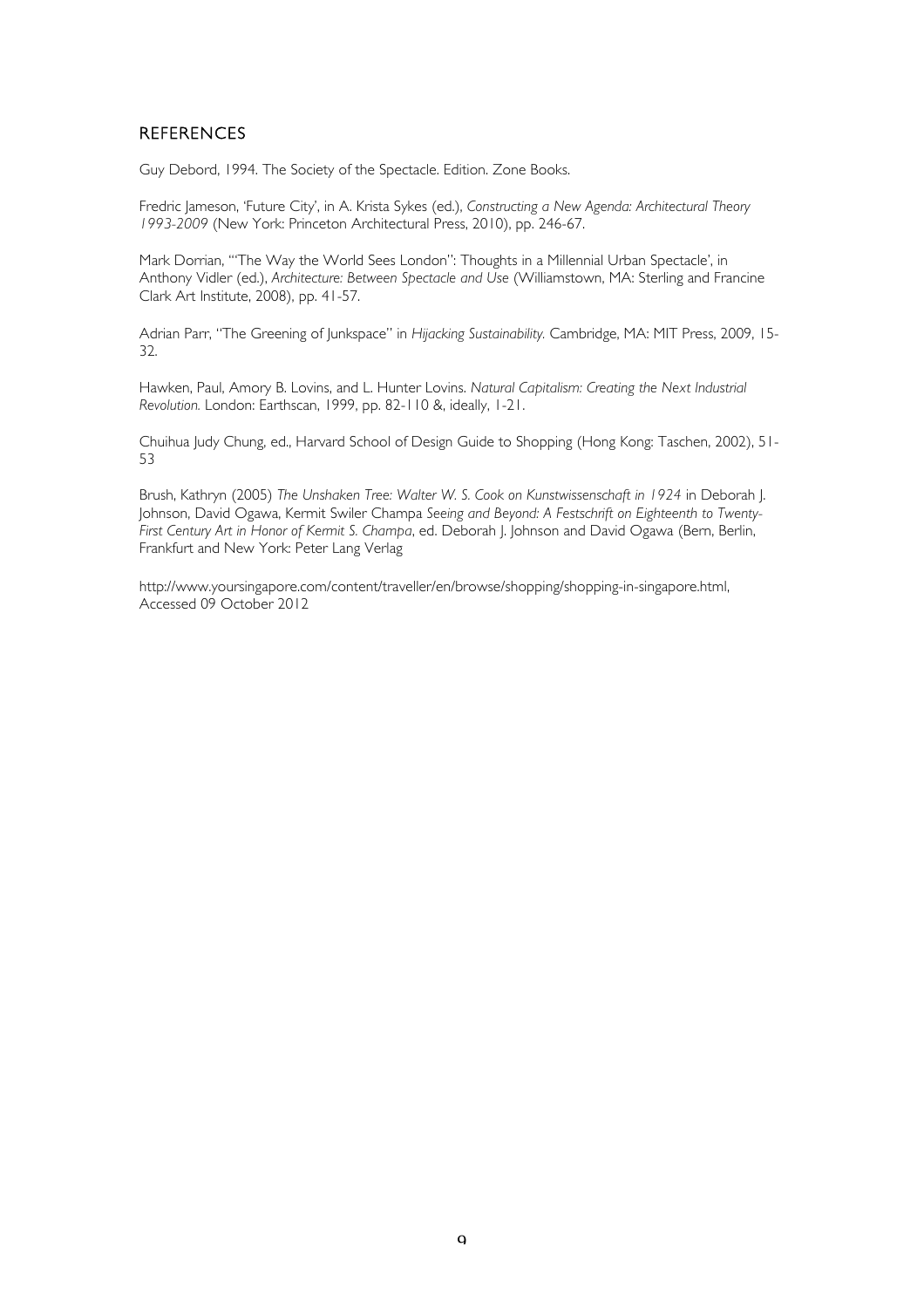## REFERENCES

Guy Debord, 1994. The Society of the Spectacle. Edition. Zone Books.

Fredric Jameson, 'Future City', in A. Krista Sykes (ed.), *Constructing a New Agenda: Architectural Theory 1993-2009* (New York: Princeton Architectural Press, 2010), pp. 246-67.

Mark Dorrian, '"The Way the World Sees London": Thoughts in a Millennial Urban Spectacle', in Anthony Vidler (ed.), *Architecture: Between Spectacle and Use* (Williamstown, MA: Sterling and Francine Clark Art Institute, 2008), pp. 41-57.

Adrian Parr, "The Greening of Junkspace" in *Hijacking Sustainability.* Cambridge, MA: MIT Press, 2009, 15-32.

Hawken, Paul, Amory B. Lovins, and L. Hunter Lovins. *Natural Capitalism: Creating the Next Industrial Revolution.* London: Earthscan, 1999, pp. 82-110 &, ideally, 1-21.

Chuihua Judy Chung, ed., Harvard School of Design Guide to Shopping (Hong Kong: Taschen, 2002), 51-53

Brush, Kathryn (2005) *The Unshaken Tree: Walter W. S. Cook on Kunstwissenschaft in 1924* in Deborah J. Johnson, David Ogawa, Kermit Swiler Champa *Seeing and Beyond: A Festschrift on Eighteenth to Twenty-First Century Art in Honor of Kermit S. Champa*, ed. Deborah J. Johnson and David Ogawa (Bern, Berlin, Frankfurt and New York: Peter Lang Verlag

http://www.yoursingapore.com/content/traveller/en/browse/shopping/shopping-in-singapore.html, Accessed 09 October 2012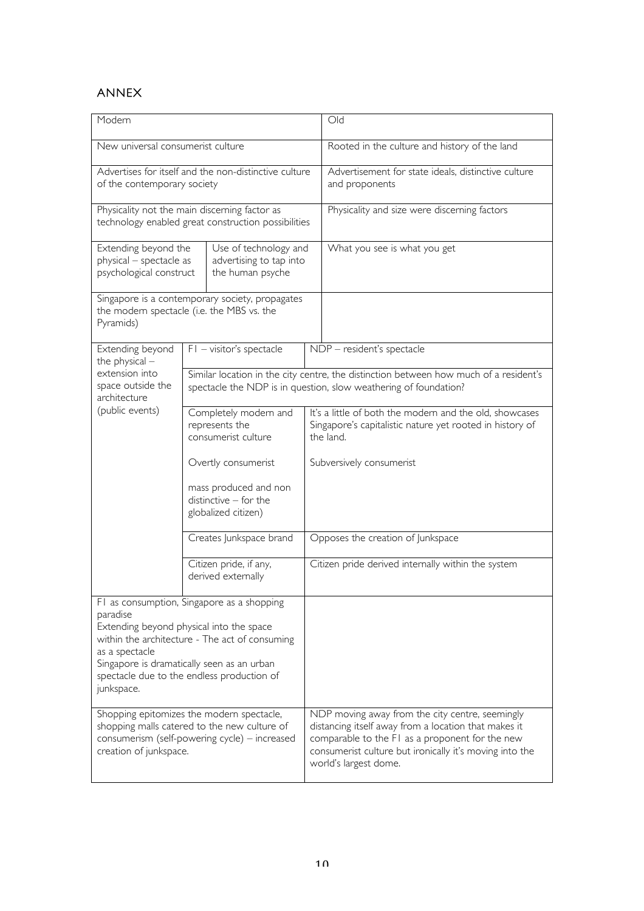## ANNEX

| | | | |
|---|---|---|---|
| Modern | | | Old |
| New universal consumerist culture | | | Rooted in the culture and history of the land |
| Advertises for itself and the non-distinctive culture of the contemporary society | | | Advertisement for state ideals, distinctive culture and proponents |
| Physicality not the main discerning factor as technology enabled great construction possibilities | | | Physicality and size were discerning factors |
| Extending beyond the physical – spectacle as psychological construct | Use of technology and advertising to tap into the human psyche | | What you see is what you get |
| Singapore is a contemporary society, propagates the modern spectacle (i.e. the MBS vs. the Pyramids) | | | |
| Extending beyond the physical – extension into space outside the architecture (public events) | F1 – visitor's spectacle | NDP – resident's spectacle | |
| | Similar location in the city centre, the distinction between how much of a resident's spectacle the NDP is in question, slow weathering of foundation? | | |
| | Completely modern and represents the consumerist culture<br><br>Overtly consumerist<br><br>mass produced and non distinctive – for the globalized citizen) | It's a little of both the modern and the old, showcases Singapore's capitalistic nature yet rooted in history of the land.<br><br>Subversively consumerist | |
| | Creates Junkspace brand | Opposes the creation of Junkspace | |
| | Citizen pride, if any, derived externally | Citizen pride derived internally within the system | |
| F1 as consumption, Singapore as a shopping paradise<br>Extending beyond physical into the space within the architecture - The act of consuming as a spectacle<br>Singapore is dramatically seen as an urban spectacle due to the endless production of junkspace. | | | |
| Shopping epitomizes the modern spectacle, shopping malls catered to the new culture of consumerism (self-powering cycle) – increased creation of junkspace. | | | NDP moving away from the city centre, seemingly distancing itself away from a location that makes it comparable to the F1 as a proponent for the new consumerist culture but ironically it's moving into the world's largest dome. |